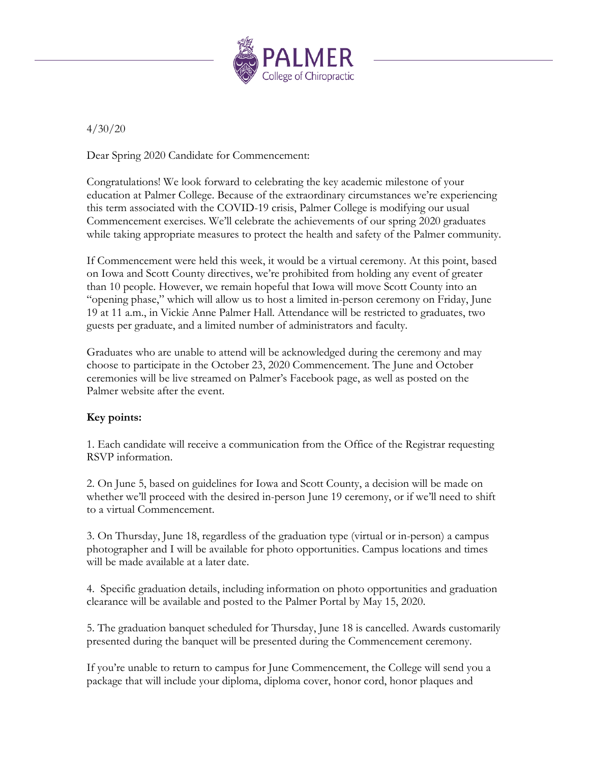PALMER
College of Chiropractic

4/30/20

Dear Spring 2020 Candidate for Commencement:

Congratulations! We look forward to celebrating the key academic milestone of your education at Palmer College. Because of the extraordinary circumstances we're experiencing this term associated with the COVID-19 crisis, Palmer College is modifying our usual Commencement exercises. We'll celebrate the achievements of our spring 2020 graduates while taking appropriate measures to protect the health and safety of the Palmer community.

If Commencement were held this week, it would be a virtual ceremony. At this point, based on Iowa and Scott County directives, we're prohibited from holding any event of greater than 10 people. However, we remain hopeful that Iowa will move Scott County into an "opening phase," which will allow us to host a limited in-person ceremony on Friday, June 19 at 11 a.m., in Vickie Anne Palmer Hall. Attendance will be restricted to graduates, two guests per graduate, and a limited number of administrators and faculty.

Graduates who are unable to attend will be acknowledged during the ceremony and may choose to participate in the October 23, 2020 Commencement. The June and October ceremonies will be live streamed on Palmer's Facebook page, as well as posted on the Palmer website after the event.

**Key points:**

1. Each candidate will receive a communication from the Office of the Registrar requesting RSVP information.

2. On June 5, based on guidelines for Iowa and Scott County, a decision will be made on whether we'll proceed with the desired in-person June 19 ceremony, or if we'll need to shift to a virtual Commencement.

3. On Thursday, June 18, regardless of the graduation type (virtual or in-person) a campus photographer and I will be available for photo opportunities. Campus locations and times will be made available at a later date.

4. Specific graduation details, including information on photo opportunities and graduation clearance will be available and posted to the Palmer Portal by May 15, 2020.

5. The graduation banquet scheduled for Thursday, June 18 is cancelled. Awards customarily presented during the banquet will be presented during the Commencement ceremony.

If you're unable to return to campus for June Commencement, the College will send you a package that will include your diploma, diploma cover, honor cord, honor plaques and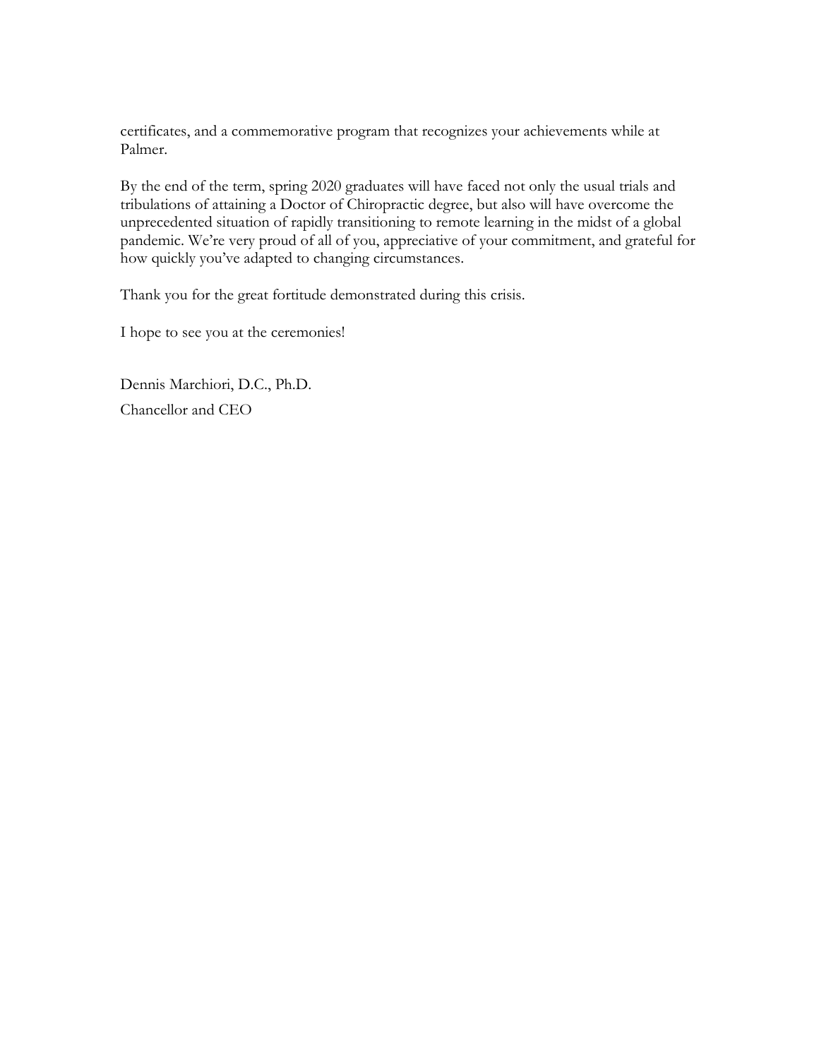certificates, and a commemorative program that recognizes your achievements while at Palmer.

By the end of the term, spring 2020 graduates will have faced not only the usual trials and tribulations of attaining a Doctor of Chiropractic degree, but also will have overcome the unprecedented situation of rapidly transitioning to remote learning in the midst of a global pandemic. We're very proud of all of you, appreciative of your commitment, and grateful for how quickly you've adapted to changing circumstances.

Thank you for the great fortitude demonstrated during this crisis.

I hope to see you at the ceremonies!

Dennis Marchiori, D.C., Ph.D.

Chancellor and CEO